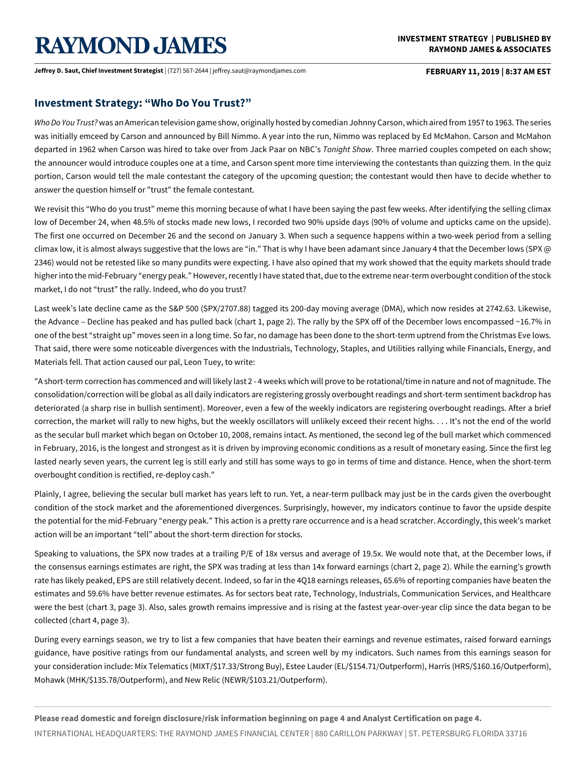**RAYMOND JAMES**

**INVESTMENT STRATEGY | PUBLISHED BY RAYMOND JAMES & ASSOCIATES**

**Jeffrey D. Saut, Chief Investment Strategist** | (727) 567-2644 | jeffrey.saut@raymondjames.com

**FEBRUARY 11, 2019 | 8:37 AM EST**

## Investment Strategy: "Who Do You Trust?"

*Who Do You Trust?* was an American television game show, originally hosted by comedian Johnny Carson, which aired from 1957 to 1963. The series was initially emceed by Carson and announced by Bill Nimmo. A year into the run, Nimmo was replaced by Ed McMahon. Carson and McMahon departed in 1962 when Carson was hired to take over from Jack Paar on NBC's *Tonight Show*. Three married couples competed on each show; the announcer would introduce couples one at a time, and Carson spent more time interviewing the contestants than quizzing them. In the quiz portion, Carson would tell the male contestant the category of the upcoming question; the contestant would then have to decide whether to answer the question himself or "trust" the female contestant.

We revisit this "Who do you trust" meme this morning because of what I have been saying the past few weeks. After identifying the selling climax low of December 24, when 48.5% of stocks made new lows, I recorded two 90% upside days (90% of volume and upticks came on the upside). The first one occurred on December 26 and the second on January 3. When such a sequence happens within a two-week period from a selling climax low, it is almost always suggestive that the lows are "in." That is why I have been adamant since January 4 that the December lows (SPX @ 2346) would not be retested like so many pundits were expecting. I have also opined that my work showed that the equity markets should trade higher into the mid-February "energy peak." However, recently I have stated that, due to the extreme near-term overbought condition of the stock market, I do not "trust" the rally. Indeed, who do you trust?

Last week's late decline came as the S&P 500 (SPX/2707.88) tagged its 200-day moving average (DMA), which now resides at 2742.63. Likewise, the Advance – Decline has peaked and has pulled back (chart 1, page 2). The rally by the SPX off of the December lows encompassed ~16.7% in one of the best "straight up" moves seen in a long time. So far, no damage has been done to the short-term uptrend from the Christmas Eve lows. That said, there were some noticeable divergences with the Industrials, Technology, Staples, and Utilities rallying while Financials, Energy, and Materials fell. That action caused our pal, Leon Tuey, to write:

"A short-term correction has commenced and will likely last 2 - 4 weeks which will prove to be rotational/time in nature and not of magnitude. The consolidation/correction will be global as all daily indicators are registering grossly overbought readings and short-term sentiment backdrop has deteriorated (a sharp rise in bullish sentiment). Moreover, even a few of the weekly indicators are registering overbought readings. After a brief correction, the market will rally to new highs, but the weekly oscillators will unlikely exceed their recent highs. . . . It's not the end of the world as the secular bull market which began on October 10, 2008, remains intact. As mentioned, the second leg of the bull market which commenced in February, 2016, is the longest and strongest as it is driven by improving economic conditions as a result of monetary easing. Since the first leg lasted nearly seven years, the current leg is still early and still has some ways to go in terms of time and distance. Hence, when the short-term overbought condition is rectified, re-deploy cash."

Plainly, I agree, believing the secular bull market has years left to run. Yet, a near-term pullback may just be in the cards given the overbought condition of the stock market and the aforementioned divergences. Surprisingly, however, my indicators continue to favor the upside despite the potential for the mid-February "energy peak." This action is a pretty rare occurrence and is a head scratcher. Accordingly, this week's market action will be an important "tell" about the short-term direction for stocks.

Speaking to valuations, the SPX now trades at a trailing P/E of 18x versus and average of 19.5x. We would note that, at the December lows, if the consensus earnings estimates are right, the SPX was trading at less than 14x forward earnings (chart 2, page 2). While the earning's growth rate has likely peaked, EPS are still relatively decent. Indeed, so far in the 4Q18 earnings releases, 65.6% of reporting companies have beaten the estimates and 59.6% have better revenue estimates. As for sectors beat rate, Technology, Industrials, Communication Services, and Healthcare were the best (chart 3, page 3). Also, sales growth remains impressive and is rising at the fastest year-over-year clip since the data began to be collected (chart 4, page 3).

During every earnings season, we try to list a few companies that have beaten their earnings and revenue estimates, raised forward earnings guidance, have positive ratings from our fundamental analysts, and screen well by my indicators. Such names from this earnings season for your consideration include: Mix Telematics (MIXT/$17.33/Strong Buy), Estee Lauder (EL/$154.71/Outperform), Harris (HRS/$160.16/Outperform), Mohawk (MHK/$135.78/Outperform), and New Relic (NEWR/$103.21/Outperform).

**Please read domestic and foreign disclosure/risk information beginning on page 4 and Analyst Certification on page 4.**

INTERNATIONAL HEADQUARTERS: THE RAYMOND JAMES FINANCIAL CENTER | 880 CARILLON PARKWAY | ST. PETERSBURG FLORIDA 33716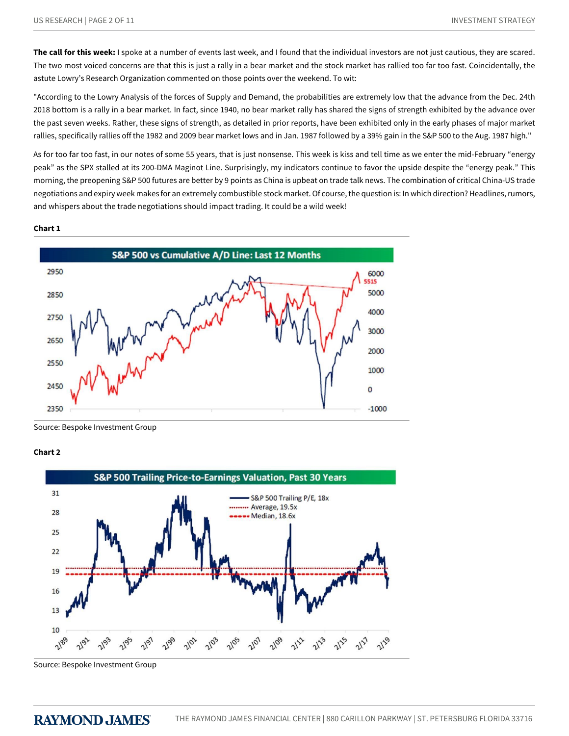**The call for this week:** I spoke at a number of events last week, and I found that the individual investors are not just cautious, they are scared. The two most voiced concerns are that this is just a rally in a bear market and the stock market has rallied too far too fast. Coincidentally, the astute Lowry's Research Organization commented on those points over the weekend. To wit:

"According to the Lowry Analysis of the forces of Supply and Demand, the probabilities are extremely low that the advance from the Dec. 24th 2018 bottom is a rally in a bear market. In fact, since 1940, no bear market rally has shared the signs of strength exhibited by the advance over the past seven weeks. Rather, these signs of strength, as detailed in prior reports, have been exhibited only in the early phases of major market rallies, specifically rallies off the 1982 and 2009 bear market lows and in Jan. 1987 followed by a 39% gain in the S&P 500 to the Aug. 1987 high."

As for too far too fast, in our notes of some 55 years, that is just nonsense. This week is kiss and tell time as we enter the mid-February "energy peak" as the SPX stalled at its 200-DMA Maginot Line. Surprisingly, my indicators continue to favor the upside despite the "energy peak." This morning, the preopening S&P 500 futures are better by 9 points as China is upbeat on trade talk news. The combination of critical China-US trade negotiations and expiry week makes for an extremely combustible stock market. Of course, the question is: In which direction? Headlines, rumors, and whispers about the trade negotiations should impact trading. It could be a wild week!

**Chart 1**

S&P 500 vs Cumulative A/D Line: Last 12 Months

Source: Bespoke Investment Group

**Chart 2**

S&P 500 Trailing Price-to-Earnings Valuation, Past 30 Years

Source: Bespoke Investment Group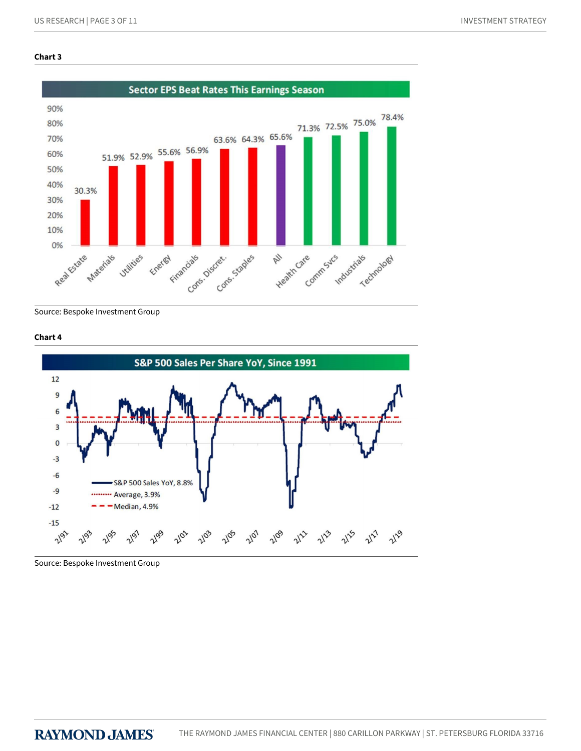**Chart 3**

**Sector EPS Beat Rates This Earnings Season**

| Sector | EPS Beat Rate |
|---|---|
| Real Estate | 30.3% |
| Materials | 51.9% |
| Utilities | 52.9% |
| Energy | 55.6% |
| Financials | 56.9% |
| Cons. Discret. | 63.6% |
| Cons. Staples | 64.3% |
| All | 65.6% |
| Health Care | 71.3% |
| Comm Svcs | 72.5% |
| Industrials | 75.0% |
| Technology | 78.4% |

Source: Bespoke Investment Group

**Chart 4**

**S&P 500 Sales Per Share YoY, Since 1991**

- S&P 500 Sales YoY, 8.8%
- Average, 3.9%
- Median, 4.9%

Source: Bespoke Investment Group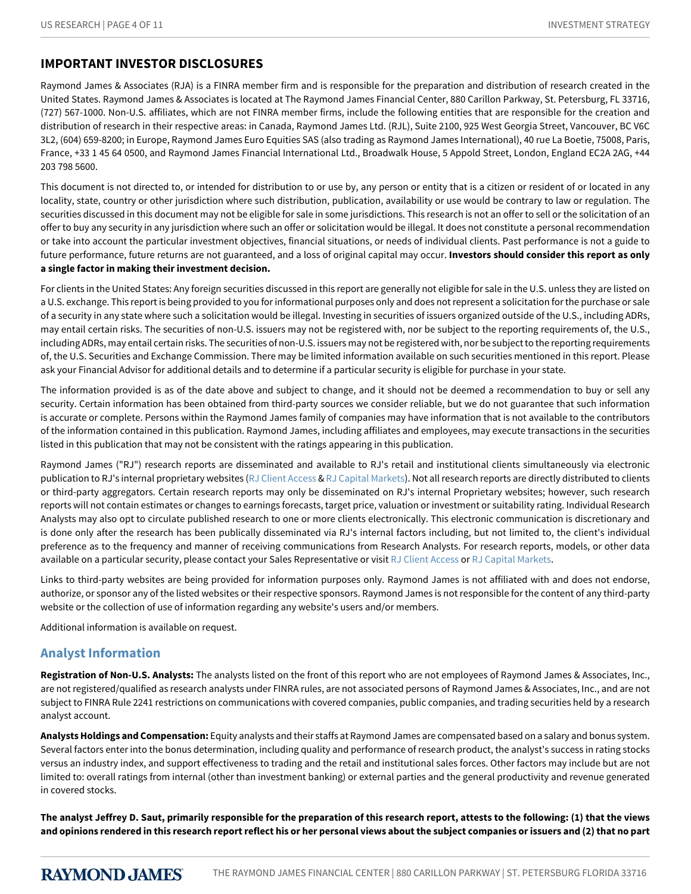## IMPORTANT INVESTOR DISCLOSURES

Raymond James & Associates (RJA) is a FINRA member firm and is responsible for the preparation and distribution of research created in the United States. Raymond James & Associates is located at The Raymond James Financial Center, 880 Carillon Parkway, St. Petersburg, FL 33716, (727) 567-1000. Non-U.S. affiliates, which are not FINRA member firms, include the following entities that are responsible for the creation and distribution of research in their respective areas: in Canada, Raymond James Ltd. (RJL), Suite 2100, 925 West Georgia Street, Vancouver, BC V6C 3L2, (604) 659-8200; in Europe, Raymond James Euro Equities SAS (also trading as Raymond James International), 40 rue La Boetie, 75008, Paris, France, +33 1 45 64 0500, and Raymond James Financial International Ltd., Broadwalk House, 5 Appold Street, London, England EC2A 2AG, +44 203 798 5600.

This document is not directed to, or intended for distribution to or use by, any person or entity that is a citizen or resident of or located in any locality, state, country or other jurisdiction where such distribution, publication, availability or use would be contrary to law or regulation. The securities discussed in this document may not be eligible for sale in some jurisdictions. This research is not an offer to sell or the solicitation of an offer to buy any security in any jurisdiction where such an offer or solicitation would be illegal. It does not constitute a personal recommendation or take into account the particular investment objectives, financial situations, or needs of individual clients. Past performance is not a guide to future performance, future returns are not guaranteed, and a loss of original capital may occur. **Investors should consider this report as only a single factor in making their investment decision.**

For clients in the United States: Any foreign securities discussed in this report are generally not eligible for sale in the U.S. unless they are listed on a U.S. exchange. This report is being provided to you for informational purposes only and does not represent a solicitation for the purchase or sale of a security in any state where such a solicitation would be illegal. Investing in securities of issuers organized outside of the U.S., including ADRs, may entail certain risks. The securities of non-U.S. issuers may not be registered with, nor be subject to the reporting requirements of, the U.S., including ADRs, may entail certain risks. The securities of non-U.S. issuers may not be registered with, nor be subject to the reporting requirements of, the U.S. Securities and Exchange Commission. There may be limited information available on such securities mentioned in this report. Please ask your Financial Advisor for additional details and to determine if a particular security is eligible for purchase in your state.

The information provided is as of the date above and subject to change, and it should not be deemed a recommendation to buy or sell any security. Certain information has been obtained from third-party sources we consider reliable, but we do not guarantee that such information is accurate or complete. Persons within the Raymond James family of companies may have information that is not available to the contributors of the information contained in this publication. Raymond James, including affiliates and employees, may execute transactions in the securities listed in this publication that may not be consistent with the ratings appearing in this publication.

Raymond James ("RJ") research reports are disseminated and available to RJ's retail and institutional clients simultaneously via electronic publication to RJ's internal proprietary websites (RJ Client Access & RJ Capital Markets). Not all research reports are directly distributed to clients or third-party aggregators. Certain research reports may only be disseminated on RJ's internal Proprietary websites; however, such research reports will not contain estimates or changes to earnings forecasts, target price, valuation or investment or suitability rating. Individual Research Analysts may also opt to circulate published research to one or more clients electronically. This electronic communication is discretionary and is done only after the research has been publically disseminated via RJ's internal factors including, but not limited to, the client's individual preference as to the frequency and manner of receiving communications from Research Analysts. For research reports, models, or other data available on a particular security, please contact your Sales Representative or visit RJ Client Access or RJ Capital Markets.

Links to third-party websites are being provided for information purposes only. Raymond James is not affiliated with and does not endorse, authorize, or sponsor any of the listed websites or their respective sponsors. Raymond James is not responsible for the content of any third-party website or the collection of use of information regarding any website's users and/or members.

Additional information is available on request.

### Analyst Information

**Registration of Non-U.S. Analysts:** The analysts listed on the front of this report who are not employees of Raymond James & Associates, Inc., are not registered/qualified as research analysts under FINRA rules, are not associated persons of Raymond James & Associates, Inc., and are not subject to FINRA Rule 2241 restrictions on communications with covered companies, public companies, and trading securities held by a research analyst account.

**Analysts Holdings and Compensation:** Equity analysts and their staffs at Raymond James are compensated based on a salary and bonus system. Several factors enter into the bonus determination, including quality and performance of research product, the analyst's success in rating stocks versus an industry index, and support effectiveness to trading and the retail and institutional sales forces. Other factors may include but are not limited to: overall ratings from internal (other than investment banking) or external parties and the general productivity and revenue generated in covered stocks.

**The analyst Jeffrey D. Saut, primarily responsible for the preparation of this research report, attests to the following: (1) that the views and opinions rendered in this research report reflect his or her personal views about the subject companies or issuers and (2) that no part**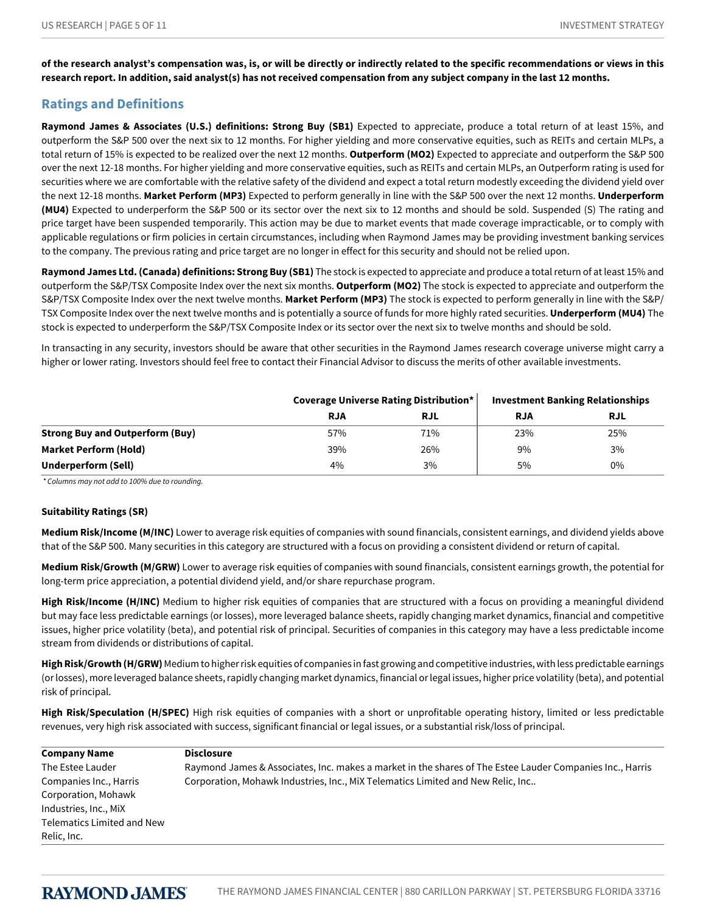**of the research analyst's compensation was, is, or will be directly or indirectly related to the specific recommendations or views in this research report. In addition, said analyst(s) has not received compensation from any subject company in the last 12 months.**

## Ratings and Definitions

**Raymond James & Associates (U.S.) definitions: Strong Buy (SB1)** Expected to appreciate, produce a total return of at least 15%, and outperform the S&P 500 over the next six to 12 months. For higher yielding and more conservative equities, such as REITs and certain MLPs, a total return of 15% is expected to be realized over the next 12 months. **Outperform (MO2)** Expected to appreciate and outperform the S&P 500 over the next 12-18 months. For higher yielding and more conservative equities, such as REITs and certain MLPs, an Outperform rating is used for securities where we are comfortable with the relative safety of the dividend and expect a total return modestly exceeding the dividend yield over the next 12-18 months. **Market Perform (MP3)** Expected to perform generally in line with the S&P 500 over the next 12 months. **Underperform (MU4)** Expected to underperform the S&P 500 or its sector over the next six to 12 months and should be sold. Suspended (S) The rating and price target have been suspended temporarily. This action may be due to market events that made coverage impracticable, or to comply with applicable regulations or firm policies in certain circumstances, including when Raymond James may be providing investment banking services to the company. The previous rating and price target are no longer in effect for this security and should not be relied upon.

**Raymond James Ltd. (Canada) definitions: Strong Buy (SB1)** The stock is expected to appreciate and produce a total return of at least 15% and outperform the S&P/TSX Composite Index over the next six months. **Outperform (MO2)** The stock is expected to appreciate and outperform the S&P/TSX Composite Index over the next twelve months. **Market Perform (MP3)** The stock is expected to perform generally in line with the S&P/TSX Composite Index over the next twelve months and is potentially a source of funds for more highly rated securities. **Underperform (MU4)** The stock is expected to underperform the S&P/TSX Composite Index or its sector over the next six to twelve months and should be sold.

In transacting in any security, investors should be aware that other securities in the Raymond James research coverage universe might carry a higher or lower rating. Investors should feel free to contact their Financial Advisor to discuss the merits of other available investments.

| | Coverage Universe Rating Distribution* | | Investment Banking Relationships | |
|---|---|---|---|---|
| | RJA | RJL | RJA | RJL |
| **Strong Buy and Outperform (Buy)** | 57% | 71% | 23% | 25% |
| **Market Perform (Hold)** | 39% | 26% | 9% | 3% |
| **Underperform (Sell)** | 4% | 3% | 5% | 0% |

*\* Columns may not add to 100% due to rounding.*

**Suitability Ratings (SR)**

**Medium Risk/Income (M/INC)** Lower to average risk equities of companies with sound financials, consistent earnings, and dividend yields above that of the S&P 500. Many securities in this category are structured with a focus on providing a consistent dividend or return of capital.

**Medium Risk/Growth (M/GRW)** Lower to average risk equities of companies with sound financials, consistent earnings growth, the potential for long-term price appreciation, a potential dividend yield, and/or share repurchase program.

**High Risk/Income (H/INC)** Medium to higher risk equities of companies that are structured with a focus on providing a meaningful dividend but may face less predictable earnings (or losses), more leveraged balance sheets, rapidly changing market dynamics, financial and competitive issues, higher price volatility (beta), and potential risk of principal. Securities of companies in this category may have a less predictable income stream from dividends or distributions of capital.

**High Risk/Growth (H/GRW)** Medium to higher risk equities of companies in fast growing and competitive industries, with less predictable earnings (or losses), more leveraged balance sheets, rapidly changing market dynamics, financial or legal issues, higher price volatility (beta), and potential risk of principal.

**High Risk/Speculation (H/SPEC)** High risk equities of companies with a short or unprofitable operating history, limited or less predictable revenues, very high risk associated with success, significant financial or legal issues, or a substantial risk/loss of principal.

| Company Name | Disclosure |
|---|---|
| The Estee Lauder Companies Inc., Harris Corporation, Mohawk Industries, Inc., MiX Telematics Limited and New Relic, Inc. | Raymond James & Associates, Inc. makes a market in the shares of The Estee Lauder Companies Inc., Harris Corporation, Mohawk Industries, Inc., MiX Telematics Limited and New Relic, Inc.. |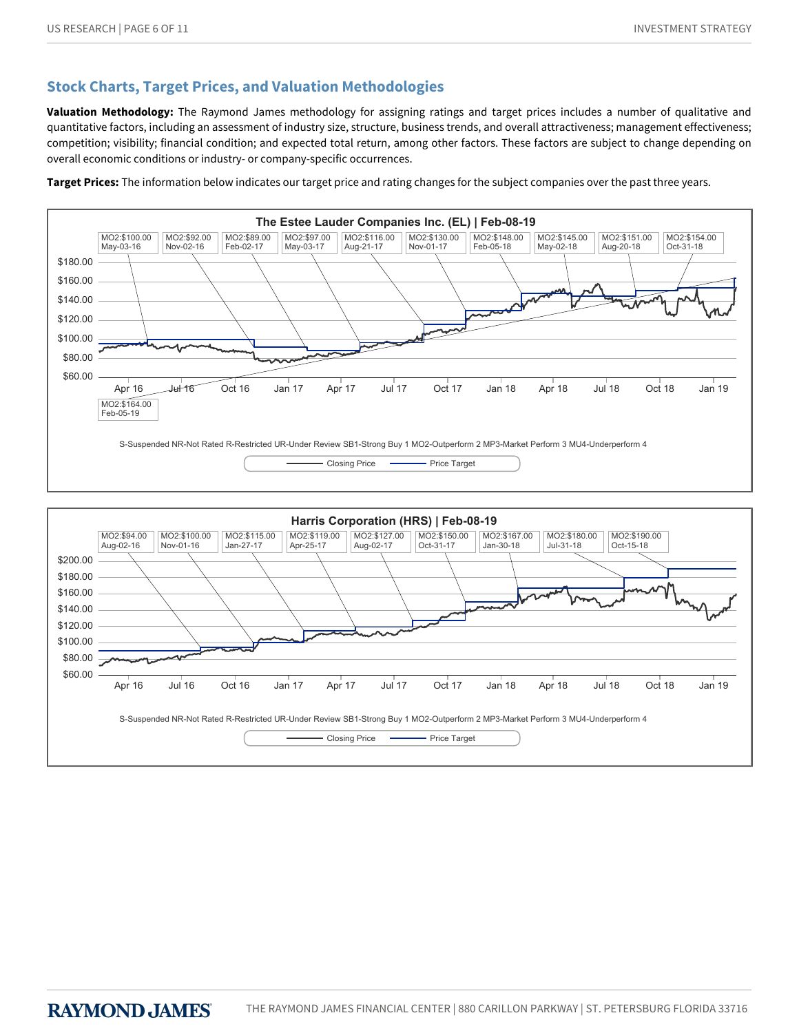## Stock Charts, Target Prices, and Valuation Methodologies

**Valuation Methodology:** The Raymond James methodology for assigning ratings and target prices includes a number of qualitative and quantitative factors, including an assessment of industry size, structure, business trends, and overall attractiveness; management effectiveness; competition; visibility; financial condition; and expected total return, among other factors. These factors are subject to change depending on overall economic conditions or industry- or company-specific occurrences.

**Target Prices:** The information below indicates our target price and rating changes for the subject companies over the past three years.

**The Estee Lauder Companies Inc. (EL) | Feb-08-19**

| Rating:Target | Date |
|---|---|
| MO2:$100.00 | May-03-16 |
| MO2:$92.00 | Nov-02-16 |
| MO2:$89.00 | Feb-02-17 |
| MO2:$97.00 | May-03-17 |
| MO2:$116.00 | Aug-21-17 |
| MO2:$130.00 | Nov-01-17 |
| MO2:$148.00 | Feb-05-18 |
| MO2:$145.00 | May-02-18 |
| MO2:$151.00 | Aug-20-18 |
| MO2:$154.00 | Oct-31-18 |
| MO2:$164.00 | Feb-05-19 |

S-Suspended NR-Not Rated R-Restricted UR-Under Review SB1-Strong Buy 1 MO2-Outperform 2 MP3-Market Perform 3 MU4-Underperform 4

Closing Price — Price Target

**Harris Corporation (HRS) | Feb-08-19**

| Rating:Target | Date |
|---|---|
| MO2:$94.00 | Aug-02-16 |
| MO2:$100.00 | Nov-01-16 |
| MO2:$115.00 | Jan-27-17 |
| MO2:$119.00 | Apr-25-17 |
| MO2:$127.00 | Aug-02-17 |
| MO2:$150.00 | Oct-31-17 |
| MO2:$167.00 | Jan-30-18 |
| MO2:$180.00 | Jul-31-18 |
| MO2:$190.00 | Oct-15-18 |

S-Suspended NR-Not Rated R-Restricted UR-Under Review SB1-Strong Buy 1 MO2-Outperform 2 MP3-Market Perform 3 MU4-Underperform 4

Closing Price — Price Target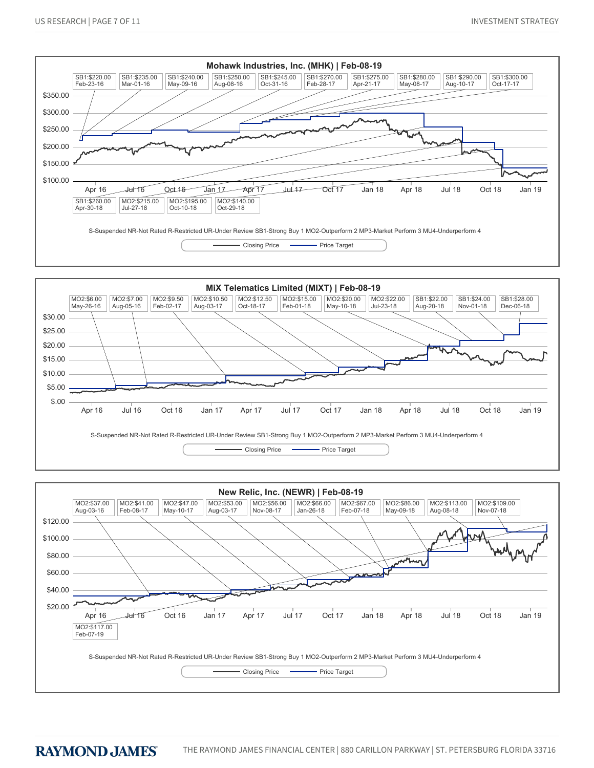## Mohawk Industries, Inc. (MHK) | Feb-08-19

SB1:$220.00 Feb-23-16 | SB1:$235.00 Mar-01-16 | SB1:$240.00 May-09-16 | SB1:$250.00 Aug-08-16 | SB1:$245.00 Oct-31-16 | SB1:$270.00 Feb-28-17 | SB1:$275.00 Apr-21-17 | SB1:$280.00 May-08-17 | SB1:$290.00 Aug-10-17 | SB1:$300.00 Oct-17-17

SB1:$260.00 Apr-30-18 | MO2:$215.00 Jul-27-18 | MO2:$195.00 Oct-10-18 | MO2:$140.00 Oct-29-18

S-Suspended NR-Not Rated R-Restricted UR-Under Review SB1-Strong Buy 1 MO2-Outperform 2 MP3-Market Perform 3 MU4-Underperform 4

Closing Price — Price Target

## MiX Telematics Limited (MIXT) | Feb-08-19

MO2:$6.00 May-26-16 | MO2:$7.00 Aug-05-16 | MO2:$9.50 Feb-02-17 | MO2:$10.50 Aug-03-17 | MO2:$12.50 Oct-18-17 | MO2:$15.00 Feb-01-18 | MO2:$20.00 May-10-18 | MO2:$22.00 Jul-23-18 | SB1:$22.00 Aug-20-18 | SB1:$24.00 Nov-01-18 | SB1:$28.00 Dec-06-18

S-Suspended NR-Not Rated R-Restricted UR-Under Review SB1-Strong Buy 1 MO2-Outperform 2 MP3-Market Perform 3 MU4-Underperform 4

Closing Price — Price Target

## New Relic, Inc. (NEWR) | Feb-08-19

MO2:$37.00 Aug-03-16 | MO2:$41.00 Feb-08-17 | MO2:$47.00 May-10-17 | MO2:$53.00 Aug-03-17 | MO2:$56.00 Nov-08-17 | MO2:$66.00 Jan-26-18 | MO2:$67.00 Feb-07-18 | MO2:$86.00 May-09-18 | MO2:$113.00 Aug-08-18 | MO2:$109.00 Nov-07-18

MO2:$117.00 Feb-07-19

S-Suspended NR-Not Rated R-Restricted UR-Under Review SB1-Strong Buy 1 MO2-Outperform 2 MP3-Market Perform 3 MU4-Underperform 4

Closing Price — Price Target

RAYMOND JAMES

THE RAYMOND JAMES FINANCIAL CENTER | 880 CARILLON PARKWAY | ST. PETERSBURG FLORIDA 33716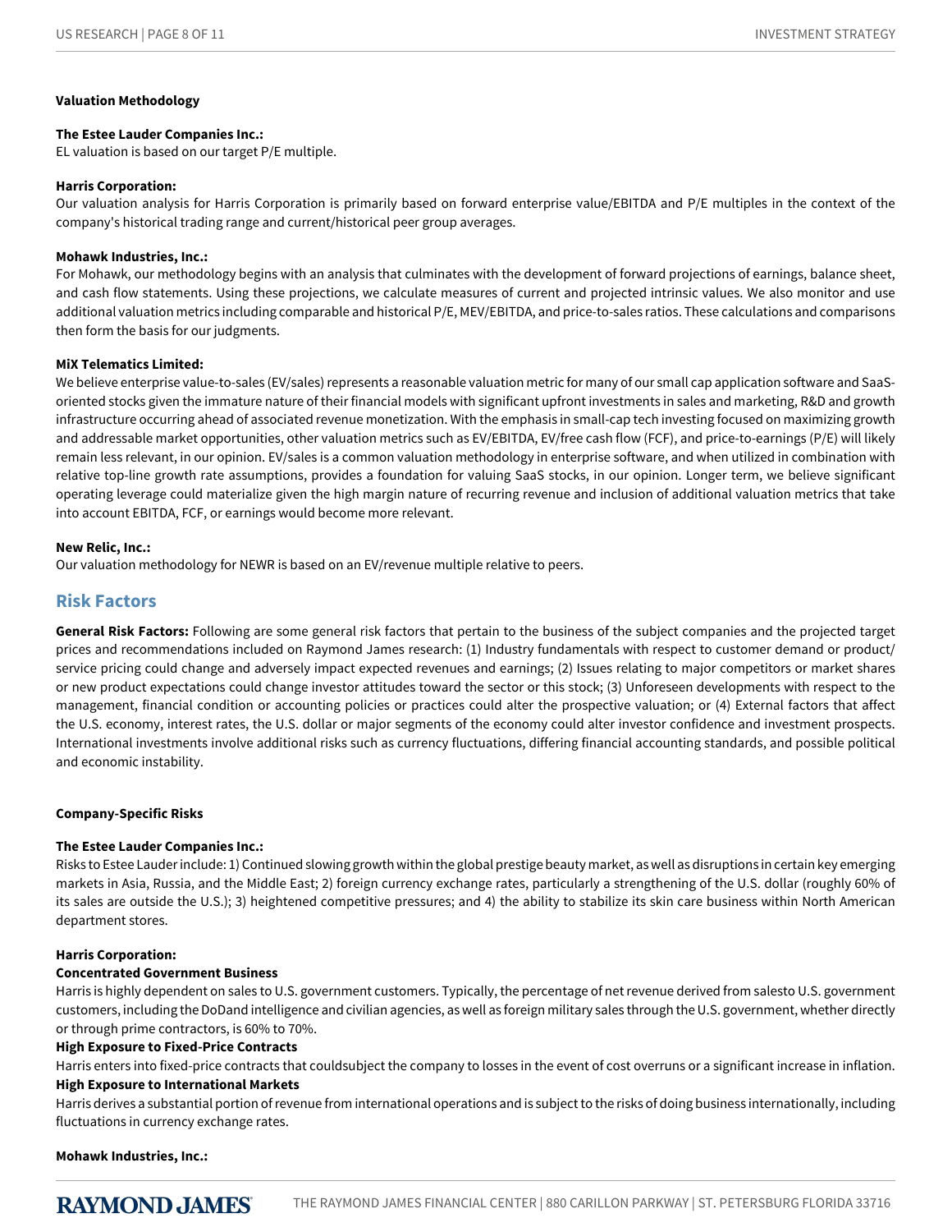**Valuation Methodology**

**The Estee Lauder Companies Inc.:**
EL valuation is based on our target P/E multiple.

**Harris Corporation:**
Our valuation analysis for Harris Corporation is primarily based on forward enterprise value/EBITDA and P/E multiples in the context of the company's historical trading range and current/historical peer group averages.

**Mohawk Industries, Inc.:**
For Mohawk, our methodology begins with an analysis that culminates with the development of forward projections of earnings, balance sheet, and cash flow statements. Using these projections, we calculate measures of current and projected intrinsic values. We also monitor and use additional valuation metrics including comparable and historical P/E, MEV/EBITDA, and price-to-sales ratios. These calculations and comparisons then form the basis for our judgments.

**MiX Telematics Limited:**
We believe enterprise value-to-sales (EV/sales) represents a reasonable valuation metric for many of our small cap application software and SaaS-oriented stocks given the immature nature of their financial models with significant upfront investments in sales and marketing, R&D and growth infrastructure occurring ahead of associated revenue monetization. With the emphasis in small-cap tech investing focused on maximizing growth and addressable market opportunities, other valuation metrics such as EV/EBITDA, EV/free cash flow (FCF), and price-to-earnings (P/E) will likely remain less relevant, in our opinion. EV/sales is a common valuation methodology in enterprise software, and when utilized in combination with relative top-line growth rate assumptions, provides a foundation for valuing SaaS stocks, in our opinion. Longer term, we believe significant operating leverage could materialize given the high margin nature of recurring revenue and inclusion of additional valuation metrics that take into account EBITDA, FCF, or earnings would become more relevant.

**New Relic, Inc.:**
Our valuation methodology for NEWR is based on an EV/revenue multiple relative to peers.

## Risk Factors

**General Risk Factors:** Following are some general risk factors that pertain to the business of the subject companies and the projected target prices and recommendations included on Raymond James research: (1) Industry fundamentals with respect to customer demand or product/service pricing could change and adversely impact expected revenues and earnings; (2) Issues relating to major competitors or market shares or new product expectations could change investor attitudes toward the sector or this stock; (3) Unforeseen developments with respect to the management, financial condition or accounting policies or practices could alter the prospective valuation; or (4) External factors that affect the U.S. economy, interest rates, the U.S. dollar or major segments of the economy could alter investor confidence and investment prospects. International investments involve additional risks such as currency fluctuations, differing financial accounting standards, and possible political and economic instability.

**Company-Specific Risks**

**The Estee Lauder Companies Inc.:**
Risks to Estee Lauder include: 1) Continued slowing growth within the global prestige beauty market, as well as disruptions in certain key emerging markets in Asia, Russia, and the Middle East; 2) foreign currency exchange rates, particularly a strengthening of the U.S. dollar (roughly 60% of its sales are outside the U.S.); 3) heightened competitive pressures; and 4) the ability to stabilize its skin care business within North American department stores.

**Harris Corporation:**

**Concentrated Government Business**
Harris is highly dependent on sales to U.S. government customers. Typically, the percentage of net revenue derived from salesto U.S. government customers, including the DoDand intelligence and civilian agencies, as well as foreign military sales through the U.S. government, whether directly or through prime contractors, is 60% to 70%.

**High Exposure to Fixed-Price Contracts**
Harris enters into fixed-price contracts that couldsubject the company to losses in the event of cost overruns or a significant increase in inflation.

**High Exposure to International Markets**
Harris derives a substantial portion of revenue from international operations and is subject to the risks of doing business internationally, including fluctuations in currency exchange rates.

**Mohawk Industries, Inc.:**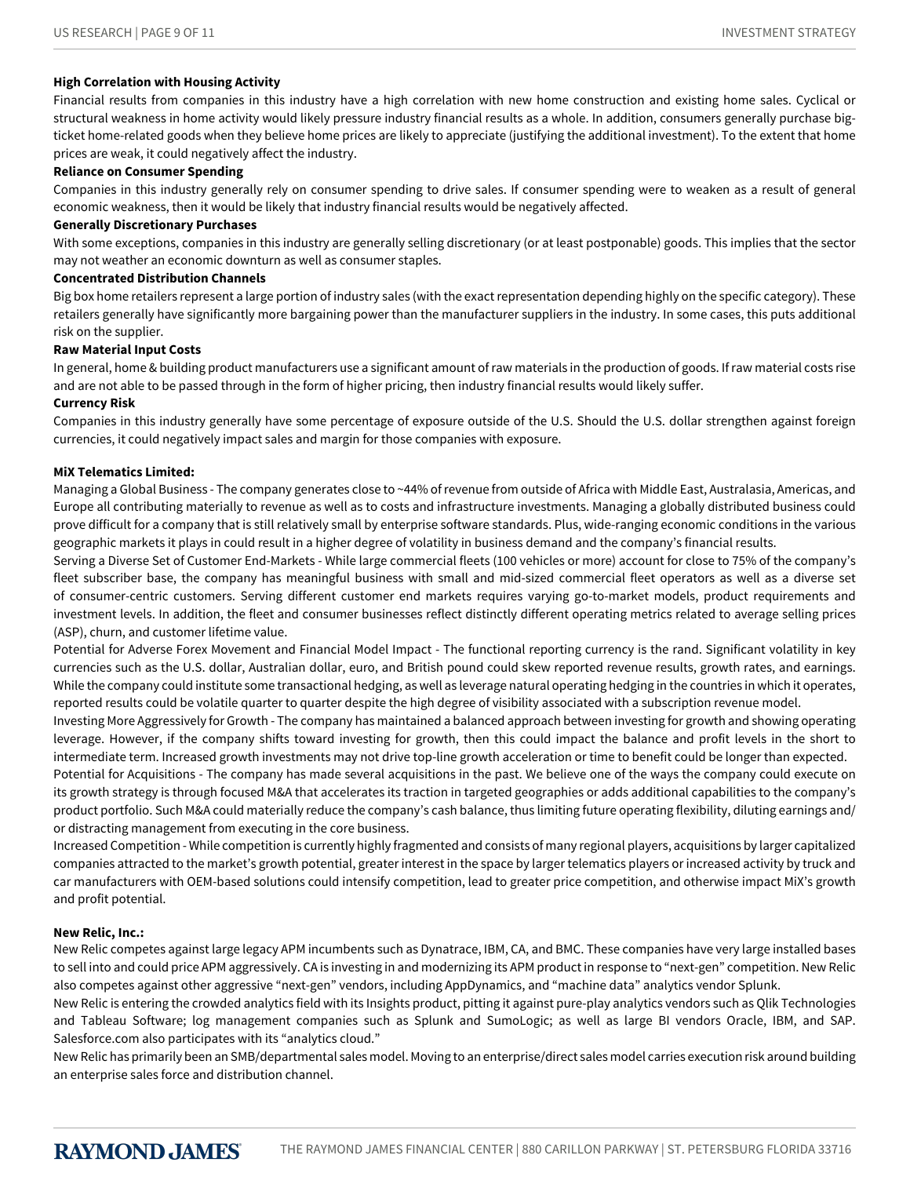**High Correlation with Housing Activity**

Financial results from companies in this industry have a high correlation with new home construction and existing home sales. Cyclical or structural weakness in home activity would likely pressure industry financial results as a whole. In addition, consumers generally purchase big-ticket home-related goods when they believe home prices are likely to appreciate (justifying the additional investment). To the extent that home prices are weak, it could negatively affect the industry.

**Reliance on Consumer Spending**

Companies in this industry generally rely on consumer spending to drive sales. If consumer spending were to weaken as a result of general economic weakness, then it would be likely that industry financial results would be negatively affected.

**Generally Discretionary Purchases**

With some exceptions, companies in this industry are generally selling discretionary (or at least postponable) goods. This implies that the sector may not weather an economic downturn as well as consumer staples.

**Concentrated Distribution Channels**

Big box home retailers represent a large portion of industry sales (with the exact representation depending highly on the specific category). These retailers generally have significantly more bargaining power than the manufacturer suppliers in the industry. In some cases, this puts additional risk on the supplier.

**Raw Material Input Costs**

In general, home & building product manufacturers use a significant amount of raw materials in the production of goods. If raw material costs rise and are not able to be passed through in the form of higher pricing, then industry financial results would likely suffer.

**Currency Risk**

Companies in this industry generally have some percentage of exposure outside of the U.S. Should the U.S. dollar strengthen against foreign currencies, it could negatively impact sales and margin for those companies with exposure.

**MiX Telematics Limited:**

Managing a Global Business - The company generates close to ~44% of revenue from outside of Africa with Middle East, Australasia, Americas, and Europe all contributing materially to revenue as well as to costs and infrastructure investments. Managing a globally distributed business could prove difficult for a company that is still relatively small by enterprise software standards. Plus, wide-ranging economic conditions in the various geographic markets it plays in could result in a higher degree of volatility in business demand and the company's financial results.

Serving a Diverse Set of Customer End-Markets - While large commercial fleets (100 vehicles or more) account for close to 75% of the company's fleet subscriber base, the company has meaningful business with small and mid-sized commercial fleet operators as well as a diverse set of consumer-centric customers. Serving different customer end markets requires varying go-to-market models, product requirements and investment levels. In addition, the fleet and consumer businesses reflect distinctly different operating metrics related to average selling prices (ASP), churn, and customer lifetime value.

Potential for Adverse Forex Movement and Financial Model Impact - The functional reporting currency is the rand. Significant volatility in key currencies such as the U.S. dollar, Australian dollar, euro, and British pound could skew reported revenue results, growth rates, and earnings. While the company could institute some transactional hedging, as well as leverage natural operating hedging in the countries in which it operates, reported results could be volatile quarter to quarter despite the high degree of visibility associated with a subscription revenue model.

Investing More Aggressively for Growth - The company has maintained a balanced approach between investing for growth and showing operating leverage. However, if the company shifts toward investing for growth, then this could impact the balance and profit levels in the short to intermediate term. Increased growth investments may not drive top-line growth acceleration or time to benefit could be longer than expected.

Potential for Acquisitions - The company has made several acquisitions in the past. We believe one of the ways the company could execute on its growth strategy is through focused M&A that accelerates its traction in targeted geographies or adds additional capabilities to the company's product portfolio. Such M&A could materially reduce the company's cash balance, thus limiting future operating flexibility, diluting earnings and/or distracting management from executing in the core business.

Increased Competition - While competition is currently highly fragmented and consists of many regional players, acquisitions by larger capitalized companies attracted to the market's growth potential, greater interest in the space by larger telematics players or increased activity by truck and car manufacturers with OEM-based solutions could intensify competition, lead to greater price competition, and otherwise impact MiX's growth and profit potential.

**New Relic, Inc.:**

New Relic competes against large legacy APM incumbents such as Dynatrace, IBM, CA, and BMC. These companies have very large installed bases to sell into and could price APM aggressively. CA is investing in and modernizing its APM product in response to "next-gen" competition. New Relic also competes against other aggressive "next-gen" vendors, including AppDynamics, and "machine data" analytics vendor Splunk.

New Relic is entering the crowded analytics field with its Insights product, pitting it against pure-play analytics vendors such as Qlik Technologies and Tableau Software; log management companies such as Splunk and SumoLogic; as well as large BI vendors Oracle, IBM, and SAP. Salesforce.com also participates with its "analytics cloud."

New Relic has primarily been an SMB/departmental sales model. Moving to an enterprise/direct sales model carries execution risk around building an enterprise sales force and distribution channel.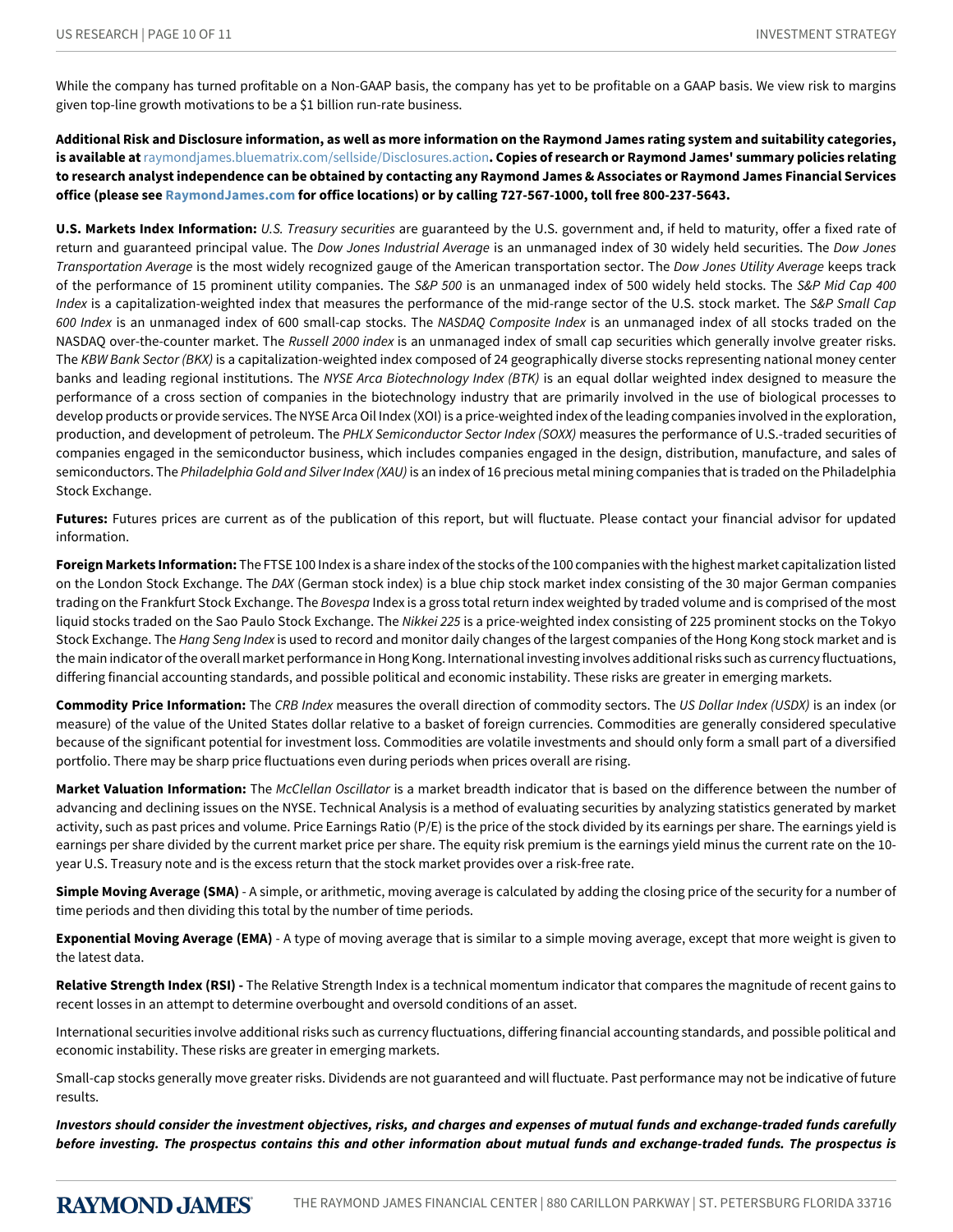While the company has turned profitable on a Non-GAAP basis, the company has yet to be profitable on a GAAP basis. We view risk to margins given top-line growth motivations to be a $1 billion run-rate business.

**Additional Risk and Disclosure information, as well as more information on the Raymond James rating system and suitability categories, is available at** raymondjames.bluematrix.com/sellside/Disclosures.action**. Copies of research or Raymond James' summary policies relating to research analyst independence can be obtained by contacting any Raymond James & Associates or Raymond James Financial Services office (please see RaymondJames.com for office locations) or by calling 727-567-1000, toll free 800-237-5643.**

**U.S. Markets Index Information:** *U.S. Treasury securities* are guaranteed by the U.S. government and, if held to maturity, offer a fixed rate of return and guaranteed principal value. The *Dow Jones Industrial Average* is an unmanaged index of 30 widely held securities. The *Dow Jones Transportation Average* is the most widely recognized gauge of the American transportation sector. The *Dow Jones Utility Average* keeps track of the performance of 15 prominent utility companies. The *S&P 500* is an unmanaged index of 500 widely held stocks. The *S&P Mid Cap 400 Index* is a capitalization-weighted index that measures the performance of the mid-range sector of the U.S. stock market. The *S&P Small Cap 600 Index* is an unmanaged index of 600 small-cap stocks. The *NASDAQ Composite Index* is an unmanaged index of all stocks traded on the NASDAQ over-the-counter market. The *Russell 2000 index* is an unmanaged index of small cap securities which generally involve greater risks. The *KBW Bank Sector (BKX)* is a capitalization-weighted index composed of 24 geographically diverse stocks representing national money center banks and leading regional institutions. The *NYSE Arca Biotechnology Index (BTK)* is an equal dollar weighted index designed to measure the performance of a cross section of companies in the biotechnology industry that are primarily involved in the use of biological processes to develop products or provide services. The NYSE Arca Oil Index (XOI) is a price-weighted index of the leading companies involved in the exploration, production, and development of petroleum. The *PHLX Semiconductor Sector Index (SOXX)* measures the performance of U.S.-traded securities of companies engaged in the semiconductor business, which includes companies engaged in the design, distribution, manufacture, and sales of semiconductors. The *Philadelphia Gold and Silver Index (XAU)* is an index of 16 precious metal mining companies that is traded on the Philadelphia Stock Exchange.

**Futures:** Futures prices are current as of the publication of this report, but will fluctuate. Please contact your financial advisor for updated information.

**Foreign Markets Information:** The FTSE 100 Index is a share index of the stocks of the 100 companies with the highest market capitalization listed on the London Stock Exchange. The *DAX* (German stock index) is a blue chip stock market index consisting of the 30 major German companies trading on the Frankfurt Stock Exchange. The *Bovespa* Index is a gross total return index weighted by traded volume and is comprised of the most liquid stocks traded on the Sao Paulo Stock Exchange. The *Nikkei 225* is a price-weighted index consisting of 225 prominent stocks on the Tokyo Stock Exchange. The *Hang Seng Index* is used to record and monitor daily changes of the largest companies of the Hong Kong stock market and is the main indicator of the overall market performance in Hong Kong. International investing involves additional risks such as currency fluctuations, differing financial accounting standards, and possible political and economic instability. These risks are greater in emerging markets.

**Commodity Price Information:** The *CRB Index* measures the overall direction of commodity sectors. The *US Dollar Index (USDX)* is an index (or measure) of the value of the United States dollar relative to a basket of foreign currencies. Commodities are generally considered speculative because of the significant potential for investment loss. Commodities are volatile investments and should only form a small part of a diversified portfolio. There may be sharp price fluctuations even during periods when prices overall are rising.

**Market Valuation Information:** The *McClellan Oscillator* is a market breadth indicator that is based on the difference between the number of advancing and declining issues on the NYSE. Technical Analysis is a method of evaluating securities by analyzing statistics generated by market activity, such as past prices and volume. Price Earnings Ratio (P/E) is the price of the stock divided by its earnings per share. The earnings yield is earnings per share divided by the current market price per share. The equity risk premium is the earnings yield minus the current rate on the 10-year U.S. Treasury note and is the excess return that the stock market provides over a risk-free rate.

**Simple Moving Average (SMA)** - A simple, or arithmetic, moving average is calculated by adding the closing price of the security for a number of time periods and then dividing this total by the number of time periods.

**Exponential Moving Average (EMA)** - A type of moving average that is similar to a simple moving average, except that more weight is given to the latest data.

**Relative Strength Index (RSI) -** The Relative Strength Index is a technical momentum indicator that compares the magnitude of recent gains to recent losses in an attempt to determine overbought and oversold conditions of an asset.

International securities involve additional risks such as currency fluctuations, differing financial accounting standards, and possible political and economic instability. These risks are greater in emerging markets.

Small-cap stocks generally move greater risks. Dividends are not guaranteed and will fluctuate. Past performance may not be indicative of future results.

***Investors should consider the investment objectives, risks, and charges and expenses of mutual funds and exchange-traded funds carefully before investing. The prospectus contains this and other information about mutual funds and exchange-traded funds. The prospectus is***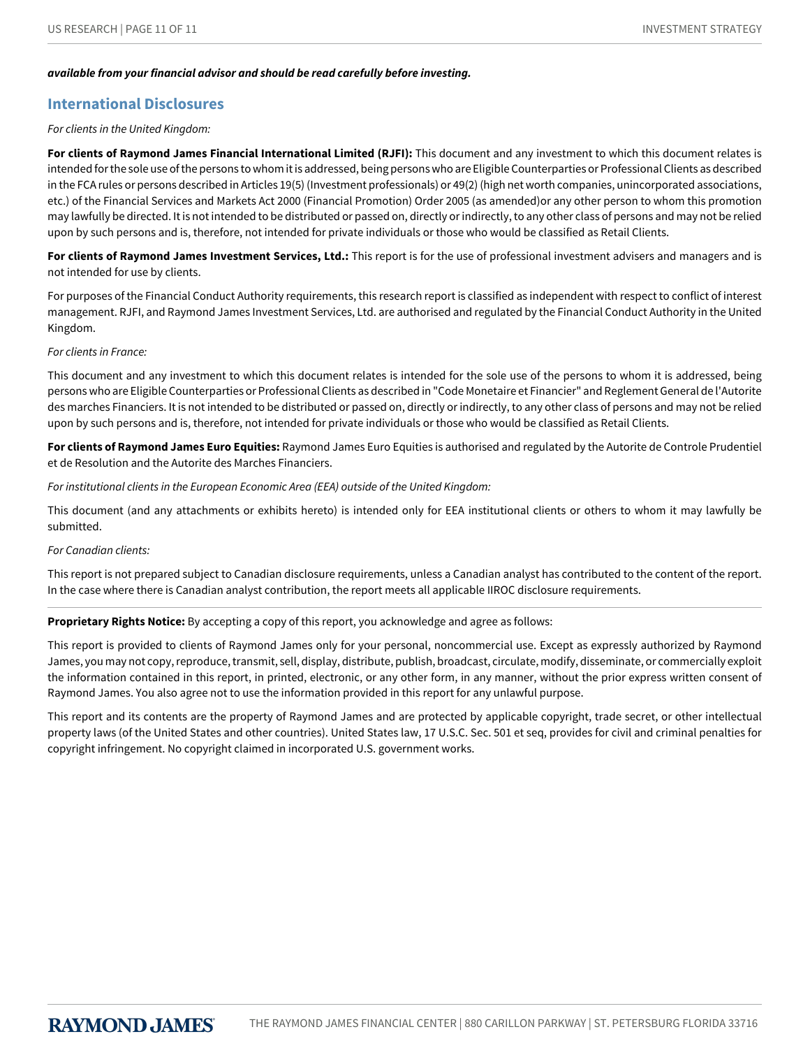***available from your financial advisor and should be read carefully before investing.***

## International Disclosures

*For clients in the United Kingdom:*

**For clients of Raymond James Financial International Limited (RJFI):** This document and any investment to which this document relates is intended for the sole use of the persons to whom it is addressed, being persons who are Eligible Counterparties or Professional Clients as described in the FCA rules or persons described in Articles 19(5) (Investment professionals) or 49(2) (high net worth companies, unincorporated associations, etc.) of the Financial Services and Markets Act 2000 (Financial Promotion) Order 2005 (as amended)or any other person to whom this promotion may lawfully be directed. It is not intended to be distributed or passed on, directly or indirectly, to any other class of persons and may not be relied upon by such persons and is, therefore, not intended for private individuals or those who would be classified as Retail Clients.

**For clients of Raymond James Investment Services, Ltd.:** This report is for the use of professional investment advisers and managers and is not intended for use by clients.

For purposes of the Financial Conduct Authority requirements, this research report is classified as independent with respect to conflict of interest management. RJFI, and Raymond James Investment Services, Ltd. are authorised and regulated by the Financial Conduct Authority in the United Kingdom.

*For clients in France:*

This document and any investment to which this document relates is intended for the sole use of the persons to whom it is addressed, being persons who are Eligible Counterparties or Professional Clients as described in "Code Monetaire et Financier" and Reglement General de l'Autorite des marches Financiers. It is not intended to be distributed or passed on, directly or indirectly, to any other class of persons and may not be relied upon by such persons and is, therefore, not intended for private individuals or those who would be classified as Retail Clients.

**For clients of Raymond James Euro Equities:** Raymond James Euro Equities is authorised and regulated by the Autorite de Controle Prudentiel et de Resolution and the Autorite des Marches Financiers.

*For institutional clients in the European Economic Area (EEA) outside of the United Kingdom:*

This document (and any attachments or exhibits hereto) is intended only for EEA institutional clients or others to whom it may lawfully be submitted.

*For Canadian clients:*

This report is not prepared subject to Canadian disclosure requirements, unless a Canadian analyst has contributed to the content of the report. In the case where there is Canadian analyst contribution, the report meets all applicable IIROC disclosure requirements.

---

**Proprietary Rights Notice:** By accepting a copy of this report, you acknowledge and agree as follows:

This report is provided to clients of Raymond James only for your personal, noncommercial use. Except as expressly authorized by Raymond James, you may not copy, reproduce, transmit, sell, display, distribute, publish, broadcast, circulate, modify, disseminate, or commercially exploit the information contained in this report, in printed, electronic, or any other form, in any manner, without the prior express written consent of Raymond James. You also agree not to use the information provided in this report for any unlawful purpose.

This report and its contents are the property of Raymond James and are protected by applicable copyright, trade secret, or other intellectual property laws (of the United States and other countries). United States law, 17 U.S.C. Sec. 501 et seq, provides for civil and criminal penalties for copyright infringement. No copyright claimed in incorporated U.S. government works.